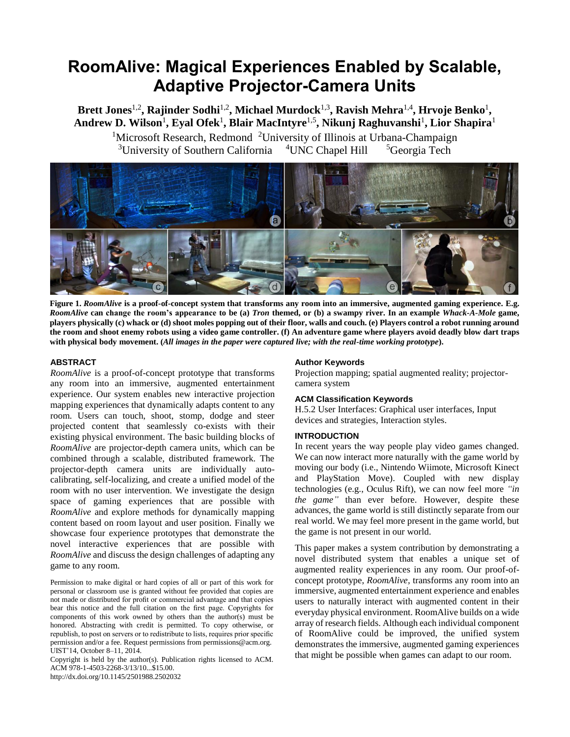# RoomAlive: Magical Experiences Enabled by Scalable, Adaptive Projector-Camera Units

**Brett Jones**[1,2], **Rajinder Sodhi**[1,2], **Michael Murdock**[1,3], **Ravish Mehra**[1,4], **Hrvoje Benko**[1], **Andrew D. Wilson**[1], **Eyal Ofek**[1], **Blair MacIntyre**[1,5], **Nikunj Raghuvanshi**[1], **Lior Shapira**[1]

[1]Microsoft Research, Redmond [2]University of Illinois at Urbana-Champaign
[3]University of Southern California [4]UNC Chapel Hill [5]Georgia Tech

**Figure 1. *RoomAlive* is a proof-of-concept system that transforms any room into an immersive, augmented gaming experience. E.g. *RoomAlive* can change the room's appearance to be (a) *Tron* themed, or (b) a swampy river. In an example *Whack-A-Mole* game, players physically (c) whack or (d) shoot moles popping out of their floor, walls and couch. (e) Players control a robot running around the room and shoot enemy robots using a video game controller. (f) An adventure game where players avoid deadly blow dart traps with physical body movement. (*All images in the paper were captured live; with the real-time working prototype*).**

## ABSTRACT

*RoomAlive* is a proof-of-concept prototype that transforms any room into an immersive, augmented entertainment experience. Our system enables new interactive projection mapping experiences that dynamically adapts content to any room. Users can touch, shoot, stomp, dodge and steer projected content that seamlessly co-exists with their existing physical environment. The basic building blocks of *RoomAlive* are projector-depth camera units, which can be combined through a scalable, distributed framework. The projector-depth camera units are individually auto-calibrating, self-localizing, and create a unified model of the room with no user intervention. We investigate the design space of gaming experiences that are possible with *RoomAlive* and explore methods for dynamically mapping content based on room layout and user position. Finally we showcase four experience prototypes that demonstrate the novel interactive experiences that are possible with *RoomAlive* and discuss the design challenges of adapting any game to any room.

Permission to make digital or hard copies of all or part of this work for personal or classroom use is granted without fee provided that copies are not made or distributed for profit or commercial advantage and that copies bear this notice and the full citation on the first page. Copyrights for components of this work owned by others than the author(s) must be honored. Abstracting with credit is permitted. To copy otherwise, or republish, to post on servers or to redistribute to lists, requires prior specific permission and/or a fee. Request permissions from permissions@acm.org.
UIST'14, October 8–11, 2014.
Copyright is held by the author(s). Publication rights licensed to ACM.
ACM 978-1-4503-2268-3/13/10...$15.00.
http://dx.doi.org/10.1145/2501988.2502032

### Author Keywords

Projection mapping; spatial augmented reality; projector-camera system

### ACM Classification Keywords

H.5.2 User Interfaces: Graphical user interfaces, Input devices and strategies, Interaction styles.

## INTRODUCTION

In recent years the way people play video games changed. We can now interact more naturally with the game world by moving our body (i.e., Nintendo Wiimote, Microsoft Kinect and PlayStation Move). Coupled with new display technologies (e.g., Oculus Rift), we can now feel more *"in the game"* than ever before. However, despite these advances, the game world is still distinctly separate from our real world. We may feel more present in the game world, but the game is not present in our world.

This paper makes a system contribution by demonstrating a novel distributed system that enables a unique set of augmented reality experiences in any room. Our proof-of-concept prototype, *RoomAlive*, transforms any room into an immersive, augmented entertainment experience and enables users to naturally interact with augmented content in their everyday physical environment. RoomAlive builds on a wide array of research fields. Although each individual component of RoomAlive could be improved, the unified system demonstrates the immersive, augmented gaming experiences that might be possible when games can adapt to our room.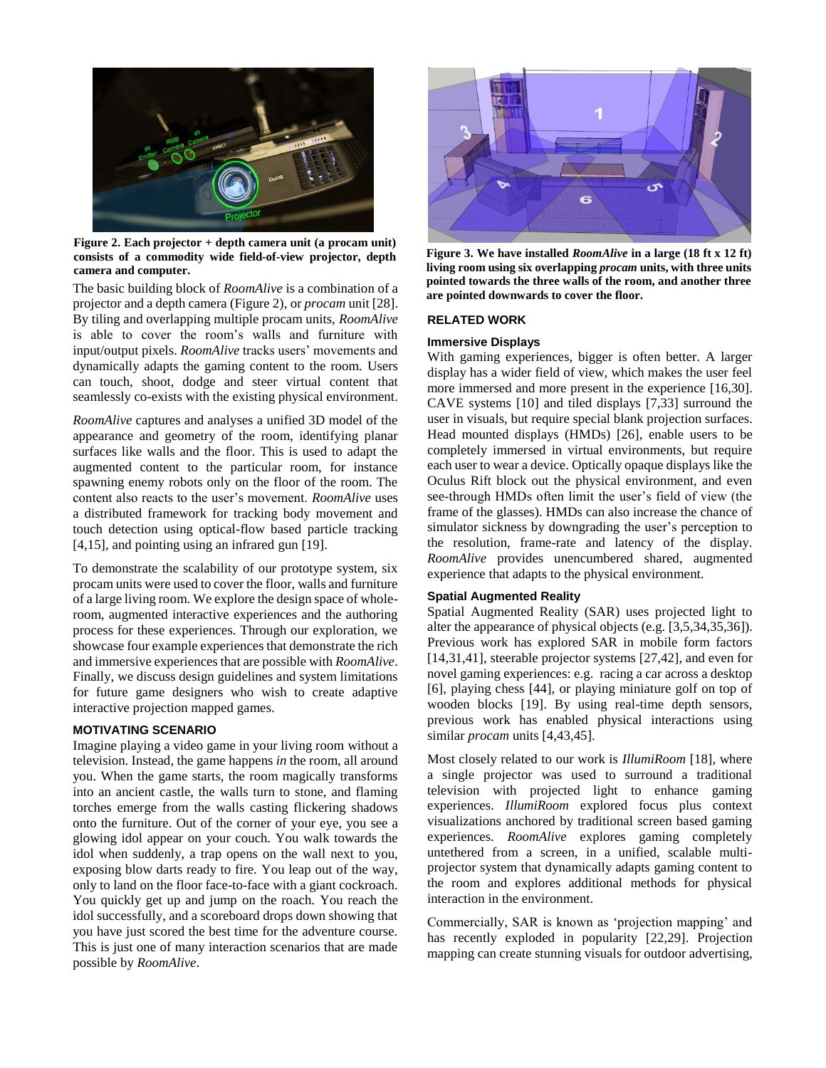**Figure 2. Each projector + depth camera unit (a procam unit) consists of a commodity wide field-of-view projector, depth camera and computer.**

The basic building block of *RoomAlive* is a combination of a projector and a depth camera (Figure 2), or *procam* unit [28]. By tiling and overlapping multiple procam units, *RoomAlive* is able to cover the room's walls and furniture with input/output pixels. *RoomAlive* tracks users' movements and dynamically adapts the gaming content to the room. Users can touch, shoot, dodge and steer virtual content that seamlessly co-exists with the existing physical environment.

*RoomAlive* captures and analyses a unified 3D model of the appearance and geometry of the room, identifying planar surfaces like walls and the floor. This is used to adapt the augmented content to the particular room, for instance spawning enemy robots only on the floor of the room. The content also reacts to the user's movement. *RoomAlive* uses a distributed framework for tracking body movement and touch detection using optical-flow based particle tracking [4,15], and pointing using an infrared gun [19].

To demonstrate the scalability of our prototype system, six procam units were used to cover the floor, walls and furniture of a large living room. We explore the design space of whole-room, augmented interactive experiences and the authoring process for these experiences. Through our exploration, we showcase four example experiences that demonstrate the rich and immersive experiences that are possible with *RoomAlive*. Finally, we discuss design guidelines and system limitations for future game designers who wish to create adaptive interactive projection mapped games.

## MOTIVATING SCENARIO

Imagine playing a video game in your living room without a television. Instead, the game happens *in* the room, all around you. When the game starts, the room magically transforms into an ancient castle, the walls turn to stone, and flaming torches emerge from the walls casting flickering shadows onto the furniture. Out of the corner of your eye, you see a glowing idol appear on your couch. You walk towards the idol when suddenly, a trap opens on the wall next to you, exposing blow darts ready to fire. You leap out of the way, only to land on the floor face-to-face with a giant cockroach. You quickly get up and jump on the roach. You reach the idol successfully, and a scoreboard drops down showing that you have just scored the best time for the adventure course. This is just one of many interaction scenarios that are made possible by *RoomAlive*.

**Figure 3. We have installed *RoomAlive* in a large (18 ft x 12 ft) living room using six overlapping *procam* units, with three units pointed towards the three walls of the room, and another three are pointed downwards to cover the floor.**

## RELATED WORK

### Immersive Displays

With gaming experiences, bigger is often better. A larger display has a wider field of view, which makes the user feel more immersed and more present in the experience [16,30]. CAVE systems [10] and tiled displays [7,33] surround the user in visuals, but require special blank projection surfaces. Head mounted displays (HMDs) [26], enable users to be completely immersed in virtual environments, but require each user to wear a device. Optically opaque displays like the Oculus Rift block out the physical environment, and even see-through HMDs often limit the user's field of view (the frame of the glasses). HMDs can also increase the chance of simulator sickness by downgrading the user's perception to the resolution, frame-rate and latency of the display. *RoomAlive* provides unencumbered shared, augmented experience that adapts to the physical environment.

### Spatial Augmented Reality

Spatial Augmented Reality (SAR) uses projected light to alter the appearance of physical objects (e.g. [3,5,34,35,36]). Previous work has explored SAR in mobile form factors [14,31,41], steerable projector systems [27,42], and even for novel gaming experiences: e.g. racing a car across a desktop [6], playing chess [44], or playing miniature golf on top of wooden blocks [19]. By using real-time depth sensors, previous work has enabled physical interactions using similar *procam* units [4,43,45].

Most closely related to our work is *IllumiRoom* [18], where a single projector was used to surround a traditional television with projected light to enhance gaming experiences. *IllumiRoom* explored focus plus context visualizations anchored by traditional screen based gaming experiences. *RoomAlive* explores gaming completely untethered from a screen, in a unified, scalable multi-projector system that dynamically adapts gaming content to the room and explores additional methods for physical interaction in the environment.

Commercially, SAR is known as 'projection mapping' and has recently exploded in popularity [22,29]. Projection mapping can create stunning visuals for outdoor advertising,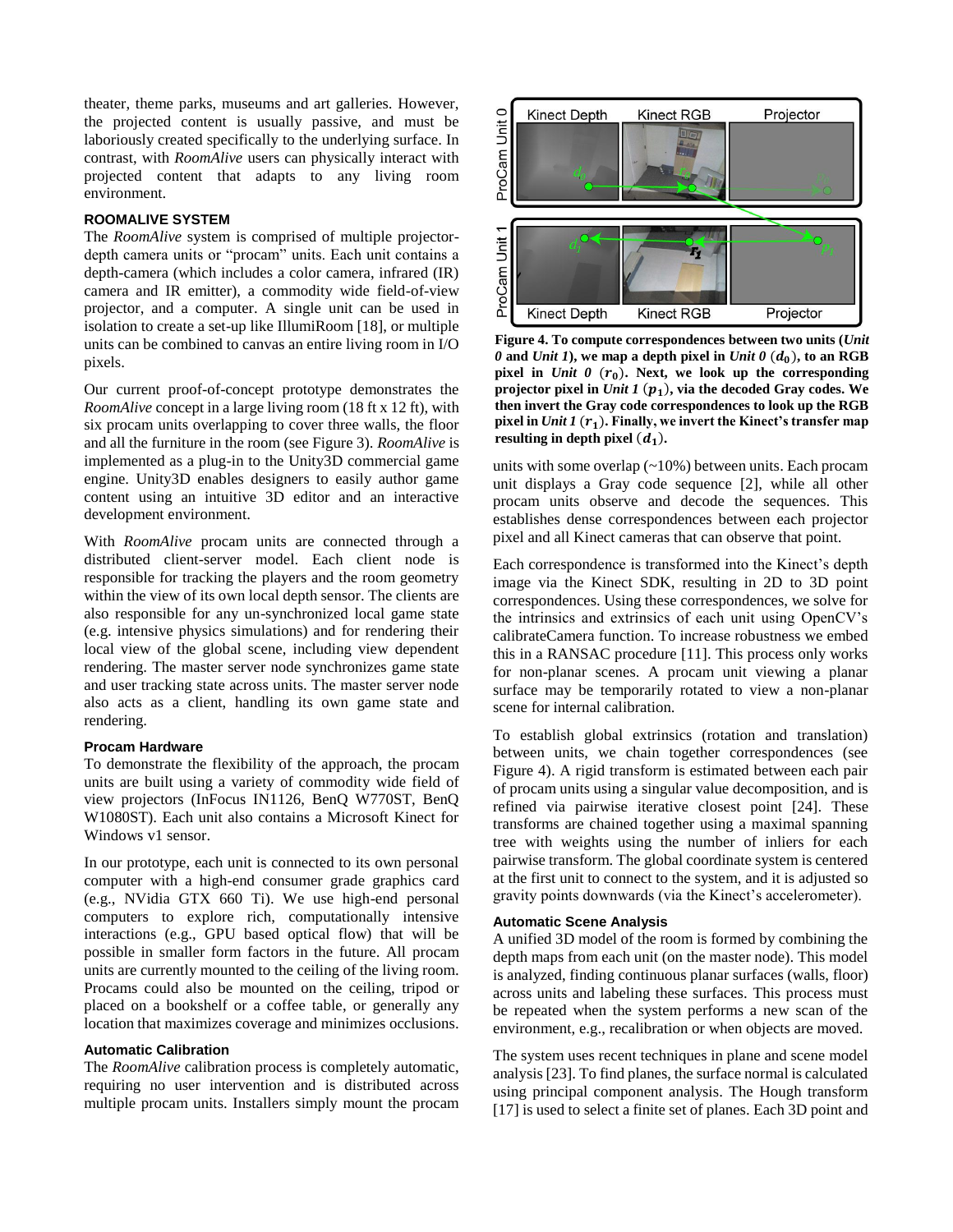theater, theme parks, museums and art galleries. However, the projected content is usually passive, and must be laboriously created specifically to the underlying surface. In contrast, with *RoomAlive* users can physically interact with projected content that adapts to any living room environment.

## ROOMALIVE SYSTEM

The *RoomAlive* system is comprised of multiple projector-depth camera units or "procam" units. Each unit contains a depth-camera (which includes a color camera, infrared (IR) camera and IR emitter), a commodity wide field-of-view projector, and a computer. A single unit can be used in isolation to create a set-up like IllumiRoom [18], or multiple units can be combined to canvas an entire living room in I/O pixels.

Our current proof-of-concept prototype demonstrates the *RoomAlive* concept in a large living room (18 ft x 12 ft), with six procam units overlapping to cover three walls, the floor and all the furniture in the room (see Figure 3). *RoomAlive* is implemented as a plug-in to the Unity3D commercial game engine. Unity3D enables designers to easily author game content using an intuitive 3D editor and an interactive development environment.

With *RoomAlive* procam units are connected through a distributed client-server model. Each client node is responsible for tracking the players and the room geometry within the view of its own local depth sensor. The clients are also responsible for any un-synchronized local game state (e.g. intensive physics simulations) and for rendering their local view of the global scene, including view dependent rendering. The master server node synchronizes game state and user tracking state across units. The master server node also acts as a client, handling its own game state and rendering.

### Procam Hardware

To demonstrate the flexibility of the approach, the procam units are built using a variety of commodity wide field of view projectors (InFocus IN1126, BenQ W770ST, BenQ W1080ST). Each unit also contains a Microsoft Kinect for Windows v1 sensor.

In our prototype, each unit is connected to its own personal computer with a high-end consumer grade graphics card (e.g., NVidia GTX 660 Ti). We use high-end personal computers to explore rich, computationally intensive interactions (e.g., GPU based optical flow) that will be possible in smaller form factors in the future. All procam units are currently mounted to the ceiling of the living room. Procams could also be mounted on the ceiling, tripod or placed on a bookshelf or a coffee table, or generally any location that maximizes coverage and minimizes occlusions.

### Automatic Calibration

The *RoomAlive* calibration process is completely automatic, requiring no user intervention and is distributed across multiple procam units. Installers simply mount the procam units with some overlap (~10%) between units. Each procam unit displays a Gray code sequence [2], while all other procam units observe and decode the sequences. This establishes dense correspondences between each projector pixel and all Kinect cameras that can observe that point.

ProCam Unit 0
Kinect Depth
Kinect RGB
Projector
$d_0$
$r_0$
$p_0$
ProCam Unit 1
$d_1$
$r_1$
$p_1$
Kinect Depth
Kinect RGB
Projector

**Figure 4. To compute correspondences between two units (*Unit 0* and *Unit 1*), we map a depth pixel in *Unit 0* ($d_0$), to an RGB pixel in *Unit 0* ($r_0$). Next, we look up the corresponding projector pixel in *Unit 1* ($p_1$), via the decoded Gray codes. We then invert the Gray code correspondences to look up the RGB pixel in *Unit 1* ($r_1$). Finally, we invert the Kinect's transfer map resulting in depth pixel ($d_1$).**

Each correspondence is transformed into the Kinect's depth image via the Kinect SDK, resulting in 2D to 3D point correspondences. Using these correspondences, we solve for the intrinsics and extrinsics of each unit using OpenCV's calibrateCamera function. To increase robustness we embed this in a RANSAC procedure [11]. This process only works for non-planar scenes. A procam unit viewing a planar surface may be temporarily rotated to view a non-planar scene for internal calibration.

To establish global extrinsics (rotation and translation) between units, we chain together correspondences (see Figure 4). A rigid transform is estimated between each pair of procam units using a singular value decomposition, and is refined via pairwise iterative closest point [24]. These transforms are chained together using a maximal spanning tree with weights using the number of inliers for each pairwise transform. The global coordinate system is centered at the first unit to connect to the system, and it is adjusted so gravity points downwards (via the Kinect's accelerometer).

### Automatic Scene Analysis

A unified 3D model of the room is formed by combining the depth maps from each unit (on the master node). This model is analyzed, finding continuous planar surfaces (walls, floor) across units and labeling these surfaces. This process must be repeated when the system performs a new scan of the environment, e.g., recalibration or when objects are moved.

The system uses recent techniques in plane and scene model analysis [23]. To find planes, the surface normal is calculated using principal component analysis. The Hough transform [17] is used to select a finite set of planes. Each 3D point and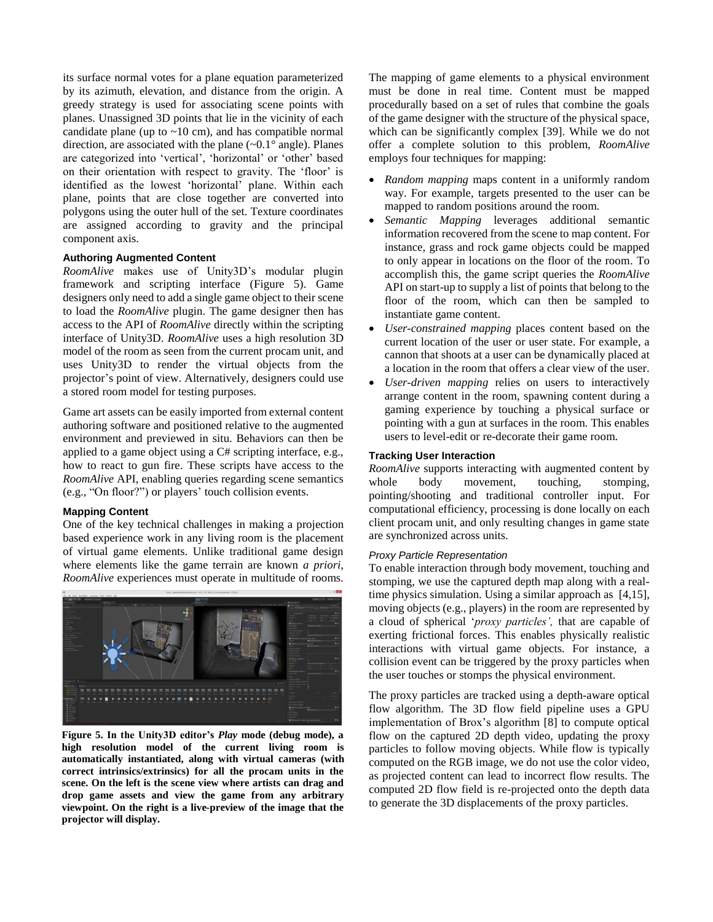its surface normal votes for a plane equation parameterized by its azimuth, elevation, and distance from the origin. A greedy strategy is used for associating scene points with planes. Unassigned 3D points that lie in the vicinity of each candidate plane (up to ~10 cm), and has compatible normal direction, are associated with the plane (~0.1° angle). Planes are categorized into 'vertical', 'horizontal' or 'other' based on their orientation with respect to gravity. The 'floor' is identified as the lowest 'horizontal' plane. Within each plane, points that are close together are converted into polygons using the outer hull of the set. Texture coordinates are assigned according to gravity and the principal component axis.

### Authoring Augmented Content

*RoomAlive* makes use of Unity3D's modular plugin framework and scripting interface (Figure 5). Game designers only need to add a single game object to their scene to load the *RoomAlive* plugin. The game designer then has access to the API of *RoomAlive* directly within the scripting interface of Unity3D. *RoomAlive* uses a high resolution 3D model of the room as seen from the current procam unit, and uses Unity3D to render the virtual objects from the projector's point of view. Alternatively, designers could use a stored room model for testing purposes.

Game art assets can be easily imported from external content authoring software and positioned relative to the augmented environment and previewed in situ. Behaviors can then be applied to a game object using a C# scripting interface, e.g., how to react to gun fire. These scripts have access to the *RoomAlive* API, enabling queries regarding scene semantics (e.g., "On floor?") or players' touch collision events.

### Mapping Content

One of the key technical challenges in making a projection based experience work in any living room is the placement of virtual game elements. Unlike traditional game design where elements like the game terrain are known *a priori*, *RoomAlive* experiences must operate in multitude of rooms.

**Figure 5. In the Unity3D editor's *Play* mode (debug mode), a high resolution model of the current living room is automatically instantiated, along with virtual cameras (with correct intrinsics/extrinsics) for all the procam units in the scene. On the left is the scene view where artists can drag and drop game assets and view the game from any arbitrary viewpoint. On the right is a live-preview of the image that the projector will display.**

The mapping of game elements to a physical environment must be done in real time. Content must be mapped procedurally based on a set of rules that combine the goals of the game designer with the structure of the physical space, which can be significantly complex [39]. While we do not offer a complete solution to this problem, *RoomAlive* employs four techniques for mapping:

- *Random mapping* maps content in a uniformly random way. For example, targets presented to the user can be mapped to random positions around the room.
- *Semantic Mapping* leverages additional semantic information recovered from the scene to map content. For instance, grass and rock game objects could be mapped to only appear in locations on the floor of the room. To accomplish this, the game script queries the *RoomAlive* API on start-up to supply a list of points that belong to the floor of the room, which can then be sampled to instantiate game content.
- *User-constrained mapping* places content based on the current location of the user or user state. For example, a cannon that shoots at a user can be dynamically placed at a location in the room that offers a clear view of the user.
- *User-driven mapping* relies on users to interactively arrange content in the room, spawning content during a gaming experience by touching a physical surface or pointing with a gun at surfaces in the room. This enables users to level-edit or re-decorate their game room.

### Tracking User Interaction

*RoomAlive* supports interacting with augmented content by whole body movement, touching, stomping, pointing/shooting and traditional controller input. For computational efficiency, processing is done locally on each client procam unit, and only resulting changes in game state are synchronized across units.

#### *Proxy Particle Representation*

To enable interaction through body movement, touching and stomping, we use the captured depth map along with a real-time physics simulation. Using a similar approach as [4,15], moving objects (e.g., players) in the room are represented by a cloud of spherical '*proxy particles',* that are capable of exerting frictional forces. This enables physically realistic interactions with virtual game objects. For instance, a collision event can be triggered by the proxy particles when the user touches or stomps the physical environment.

The proxy particles are tracked using a depth-aware optical flow algorithm. The 3D flow field pipeline uses a GPU implementation of Brox's algorithm [8] to compute optical flow on the captured 2D depth video, updating the proxy particles to follow moving objects. While flow is typically computed on the RGB image, we do not use the color video, as projected content can lead to incorrect flow results. The computed 2D flow field is re-projected onto the depth data to generate the 3D displacements of the proxy particles.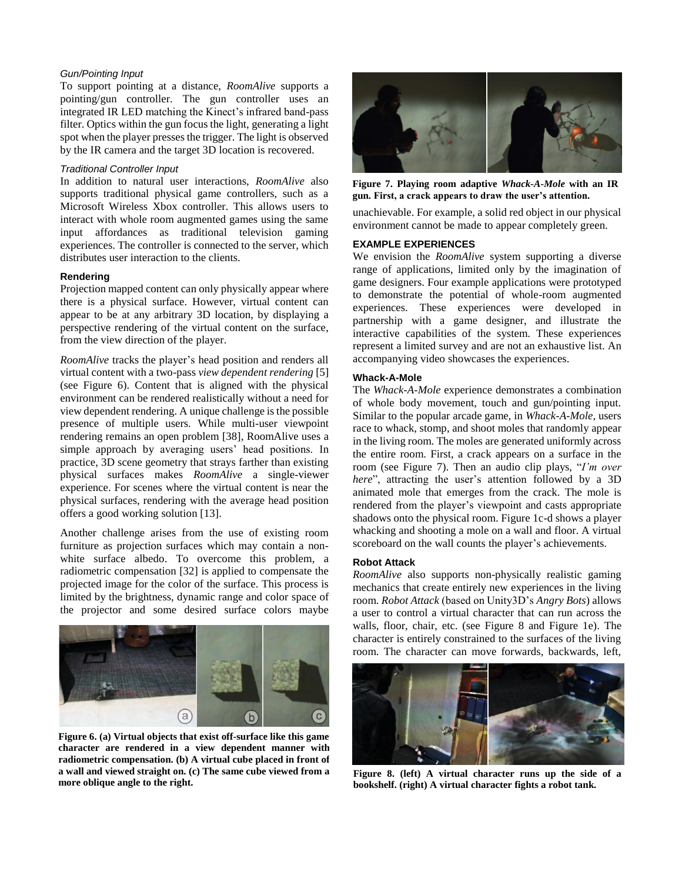#### *Gun/Pointing Input*

To support pointing at a distance, *RoomAlive* supports a pointing/gun controller. The gun controller uses an integrated IR LED matching the Kinect's infrared band-pass filter. Optics within the gun focus the light, generating a light spot when the player presses the trigger. The light is observed by the IR camera and the target 3D location is recovered.

#### *Traditional Controller Input*

In addition to natural user interactions, *RoomAlive* also supports traditional physical game controllers, such as a Microsoft Wireless Xbox controller. This allows users to interact with whole room augmented games using the same input affordances as traditional television gaming experiences. The controller is connected to the server, which distributes user interaction to the clients.

### Rendering

Projection mapped content can only physically appear where there is a physical surface. However, virtual content can appear to be at any arbitrary 3D location, by displaying a perspective rendering of the virtual content on the surface, from the view direction of the player.

*RoomAlive* tracks the player's head position and renders all virtual content with a two-pass *view dependent rendering* [5] (see Figure 6). Content that is aligned with the physical environment can be rendered realistically without a need for view dependent rendering. A unique challenge is the possible presence of multiple users. While multi-user viewpoint rendering remains an open problem [38], RoomAlive uses a simple approach by averaging users' head positions. In practice, 3D scene geometry that strays farther than existing physical surfaces makes *RoomAlive* a single-viewer experience. For scenes where the virtual content is near the physical surfaces, rendering with the average head position offers a good working solution [13].

Another challenge arises from the use of existing room furniture as projection surfaces which may contain a non-white surface albedo. To overcome this problem, a radiometric compensation [32] is applied to compensate the projected image for the color of the surface. This process is limited by the brightness, dynamic range and color space of the projector and some desired surface colors maybe unachievable. For example, a solid red object in our physical environment cannot be made to appear completely green.

**Figure 6. (a) Virtual objects that exist off-surface like this game character are rendered in a view dependent manner with radiometric compensation. (b) A virtual cube placed in front of a wall and viewed straight on. (c) The same cube viewed from a more oblique angle to the right.**

**Figure 7. Playing room adaptive *Whack-A-Mole* with an IR gun. First, a crack appears to draw the user's attention.**

## EXAMPLE EXPERIENCES

We envision the *RoomAlive* system supporting a diverse range of applications, limited only by the imagination of game designers. Four example applications were prototyped to demonstrate the potential of whole-room augmented experiences. These experiences were developed in partnership with a game designer, and illustrate the interactive capabilities of the system. These experiences represent a limited survey and are not an exhaustive list. An accompanying video showcases the experiences.

### Whack-A-Mole

The *Whack-A-Mole* experience demonstrates a combination of whole body movement, touch and gun/pointing input. Similar to the popular arcade game, in *Whack-A-Mole,* users race to whack, stomp, and shoot moles that randomly appear in the living room. The moles are generated uniformly across the entire room. First, a crack appears on a surface in the room (see Figure 7). Then an audio clip plays, "*I'm over here*", attracting the user's attention followed by a 3D animated mole that emerges from the crack. The mole is rendered from the player's viewpoint and casts appropriate shadows onto the physical room. Figure 1c-d shows a player whacking and shooting a mole on a wall and floor. A virtual scoreboard on the wall counts the player's achievements.

### Robot Attack

*RoomAlive* also supports non-physically realistic gaming mechanics that create entirely new experiences in the living room. *Robot Attack* (based on Unity3D's *Angry Bots*) allows a user to control a virtual character that can run across the walls, floor, chair, etc. (see Figure 8 and Figure 1e). The character is entirely constrained to the surfaces of the living room. The character can move forwards, backwards, left,

**Figure 8. (left) A virtual character runs up the side of a bookshelf. (right) A virtual character fights a robot tank.**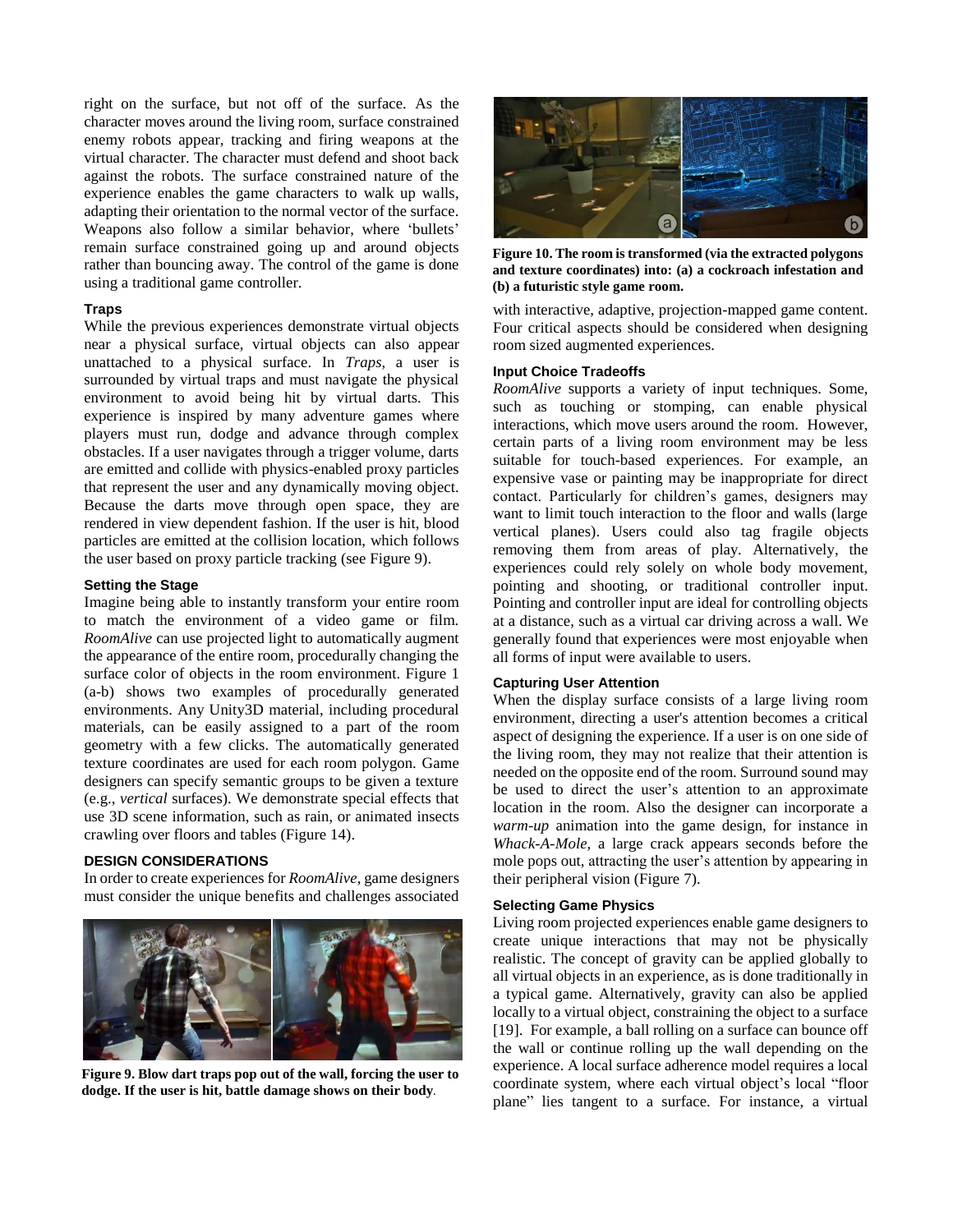right on the surface, but not off of the surface. As the character moves around the living room, surface constrained enemy robots appear, tracking and firing weapons at the virtual character. The character must defend and shoot back against the robots. The surface constrained nature of the experience enables the game characters to walk up walls, adapting their orientation to the normal vector of the surface. Weapons also follow a similar behavior, where 'bullets' remain surface constrained going up and around objects rather than bouncing away. The control of the game is done using a traditional game controller.

### Traps

While the previous experiences demonstrate virtual objects near a physical surface, virtual objects can also appear unattached to a physical surface. In *Traps*, a user is surrounded by virtual traps and must navigate the physical environment to avoid being hit by virtual darts. This experience is inspired by many adventure games where players must run, dodge and advance through complex obstacles. If a user navigates through a trigger volume, darts are emitted and collide with physics-enabled proxy particles that represent the user and any dynamically moving object. Because the darts move through open space, they are rendered in view dependent fashion. If the user is hit, blood particles are emitted at the collision location, which follows the user based on proxy particle tracking (see Figure 9).

### Setting the Stage

Imagine being able to instantly transform your entire room to match the environment of a video game or film. *RoomAlive* can use projected light to automatically augment the appearance of the entire room, procedurally changing the surface color of objects in the room environment. Figure 1 (a-b) shows two examples of procedurally generated environments. Any Unity3D material, including procedural materials, can be easily assigned to a part of the room geometry with a few clicks. The automatically generated texture coordinates are used for each room polygon. Game designers can specify semantic groups to be given a texture (e.g., *vertical* surfaces). We demonstrate special effects that use 3D scene information, such as rain, or animated insects crawling over floors and tables (Figure 14).

## DESIGN CONSIDERATIONS

In order to create experiences for *RoomAlive*, game designers must consider the unique benefits and challenges associated with interactive, adaptive, projection-mapped game content. Four critical aspects should be considered when designing room sized augmented experiences.

**Figure 9. Blow dart traps pop out of the wall, forcing the user to dodge. If the user is hit, battle damage shows on their body.**

**Figure 10. The room is transformed (via the extracted polygons and texture coordinates) into: (a) a cockroach infestation and (b) a futuristic style game room.**

### Input Choice Tradeoffs

*RoomAlive* supports a variety of input techniques. Some, such as touching or stomping, can enable physical interactions, which move users around the room. However, certain parts of a living room environment may be less suitable for touch-based experiences. For example, an expensive vase or painting may be inappropriate for direct contact. Particularly for children's games, designers may want to limit touch interaction to the floor and walls (large vertical planes). Users could also tag fragile objects removing them from areas of play. Alternatively, the experiences could rely solely on whole body movement, pointing and shooting, or traditional controller input. Pointing and controller input are ideal for controlling objects at a distance, such as a virtual car driving across a wall. We generally found that experiences were most enjoyable when all forms of input were available to users.

### Capturing User Attention

When the display surface consists of a large living room environment, directing a user's attention becomes a critical aspect of designing the experience. If a user is on one side of the living room, they may not realize that their attention is needed on the opposite end of the room. Surround sound may be used to direct the user's attention to an approximate location in the room. Also the designer can incorporate a *warm-up* animation into the game design, for instance in *Whack-A-Mole*, a large crack appears seconds before the mole pops out, attracting the user's attention by appearing in their peripheral vision (Figure 7).

### Selecting Game Physics

Living room projected experiences enable game designers to create unique interactions that may not be physically realistic. The concept of gravity can be applied globally to all virtual objects in an experience, as is done traditionally in a typical game. Alternatively, gravity can also be applied locally to a virtual object, constraining the object to a surface [19]. For example, a ball rolling on a surface can bounce off the wall or continue rolling up the wall depending on the experience. A local surface adherence model requires a local coordinate system, where each virtual object's local "floor plane" lies tangent to a surface. For instance, a virtual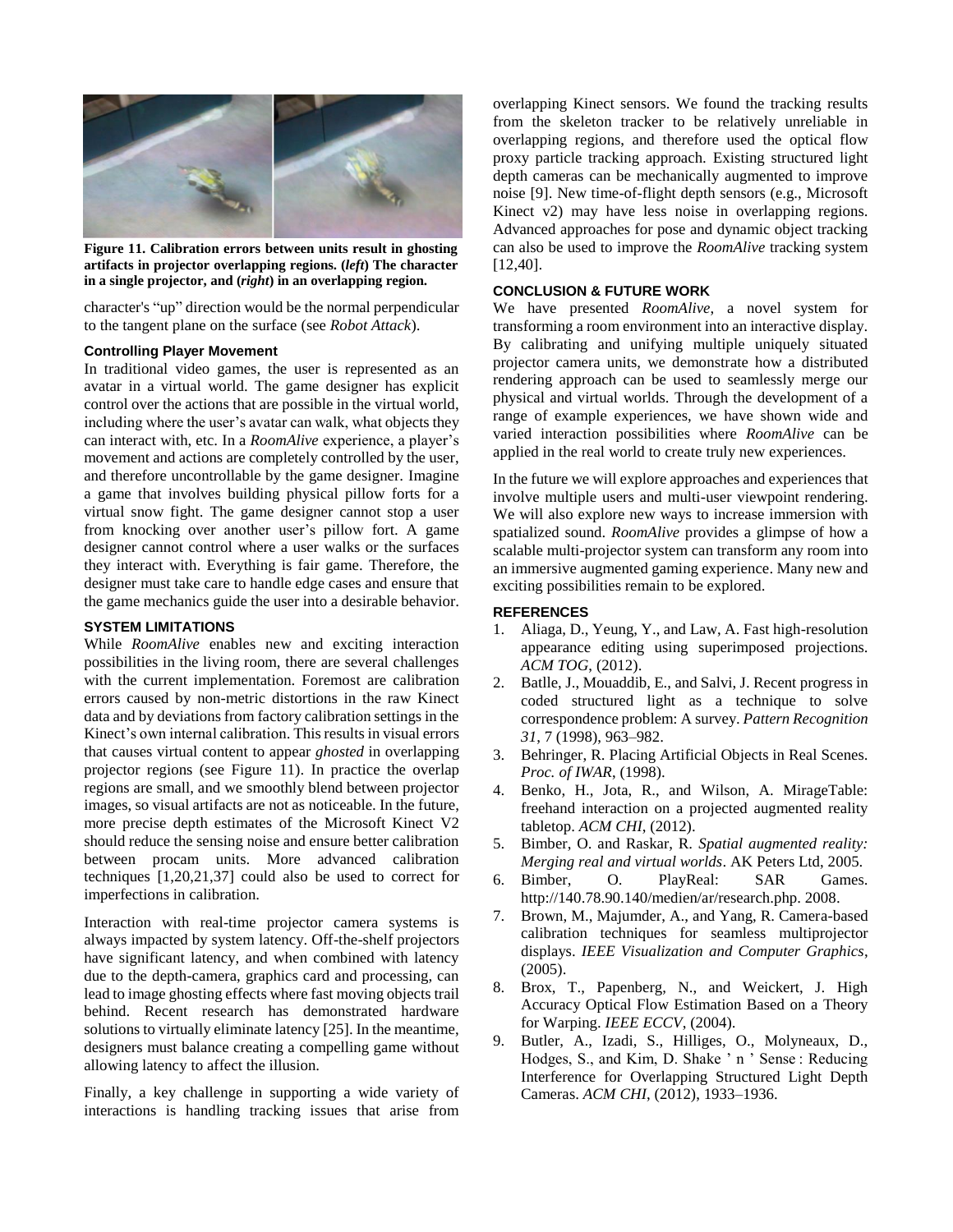**Figure 11. Calibration errors between units result in ghosting artifacts in projector overlapping regions. (*left*) The character in a single projector, and (*right*) in an overlapping region.**

character's "up" direction would be the normal perpendicular to the tangent plane on the surface (see *Robot Attack*).

### Controlling Player Movement

In traditional video games, the user is represented as an avatar in a virtual world. The game designer has explicit control over the actions that are possible in the virtual world, including where the user's avatar can walk, what objects they can interact with, etc. In a *RoomAlive* experience, a player's movement and actions are completely controlled by the user, and therefore uncontrollable by the game designer. Imagine a game that involves building physical pillow forts for a virtual snow fight. The game designer cannot stop a user from knocking over another user's pillow fort. A game designer cannot control where a user walks or the surfaces they interact with. Everything is fair game. Therefore, the designer must take care to handle edge cases and ensure that the game mechanics guide the user into a desirable behavior.

## SYSTEM LIMITATIONS

While *RoomAlive* enables new and exciting interaction possibilities in the living room, there are several challenges with the current implementation. Foremost are calibration errors caused by non-metric distortions in the raw Kinect data and by deviations from factory calibration settings in the Kinect's own internal calibration. This results in visual errors that causes virtual content to appear *ghosted* in overlapping projector regions (see Figure 11). In practice the overlap regions are small, and we smoothly blend between projector images, so visual artifacts are not as noticeable. In the future, more precise depth estimates of the Microsoft Kinect V2 should reduce the sensing noise and ensure better calibration between procam units. More advanced calibration techniques [1,20,21,37] could also be used to correct for imperfections in calibration.

Interaction with real-time projector camera systems is always impacted by system latency. Off-the-shelf projectors have significant latency, and when combined with latency due to the depth-camera, graphics card and processing, can lead to image ghosting effects where fast moving objects trail behind. Recent research has demonstrated hardware solutions to virtually eliminate latency [25]. In the meantime, designers must balance creating a compelling game without allowing latency to affect the illusion.

Finally, a key challenge in supporting a wide variety of interactions is handling tracking issues that arise from overlapping Kinect sensors. We found the tracking results from the skeleton tracker to be relatively unreliable in overlapping regions, and therefore used the optical flow proxy particle tracking approach. Existing structured light depth cameras can be mechanically augmented to improve noise [9]. New time-of-flight depth sensors (e.g., Microsoft Kinect v2) may have less noise in overlapping regions. Advanced approaches for pose and dynamic object tracking can also be used to improve the *RoomAlive* tracking system [12,40].

## CONCLUSION & FUTURE WORK

We have presented *RoomAlive*, a novel system for transforming a room environment into an interactive display. By calibrating and unifying multiple uniquely situated projector camera units, we demonstrate how a distributed rendering approach can be used to seamlessly merge our physical and virtual worlds. Through the development of a range of example experiences, we have shown wide and varied interaction possibilities where *RoomAlive* can be applied in the real world to create truly new experiences.

In the future we will explore approaches and experiences that involve multiple users and multi-user viewpoint rendering. We will also explore new ways to increase immersion with spatialized sound. *RoomAlive* provides a glimpse of how a scalable multi-projector system can transform any room into an immersive augmented gaming experience. Many new and exciting possibilities remain to be explored.

## REFERENCES

1. Aliaga, D., Yeung, Y., and Law, A. Fast high-resolution appearance editing using superimposed projections. *ACM TOG*, (2012).
2. Batlle, J., Mouaddib, E., and Salvi, J. Recent progress in coded structured light as a technique to solve correspondence problem: A survey. *Pattern Recognition 31*, 7 (1998), 963–982.
3. Behringer, R. Placing Artificial Objects in Real Scenes. *Proc. of IWAR*, (1998).
4. Benko, H., Jota, R., and Wilson, A. MirageTable: freehand interaction on a projected augmented reality tabletop. *ACM CHI*, (2012).
5. Bimber, O. and Raskar, R. *Spatial augmented reality: Merging real and virtual worlds*. AK Peters Ltd, 2005.
6. Bimber, O. PlayReal: SAR Games. http://140.78.90.140/medien/ar/research.php. 2008.
7. Brown, M., Majumder, A., and Yang, R. Camera-based calibration techniques for seamless multiprojector displays. *IEEE Visualization and Computer Graphics*, (2005).
8. Brox, T., Papenberg, N., and Weickert, J. High Accuracy Optical Flow Estimation Based on a Theory for Warping. *IEEE ECCV*, (2004).
9. Butler, A., Izadi, S., Hilliges, O., Molyneaux, D., Hodges, S., and Kim, D. Shake ' n ' Sense : Reducing Interference for Overlapping Structured Light Depth Cameras. *ACM CHI*, (2012), 1933–1936.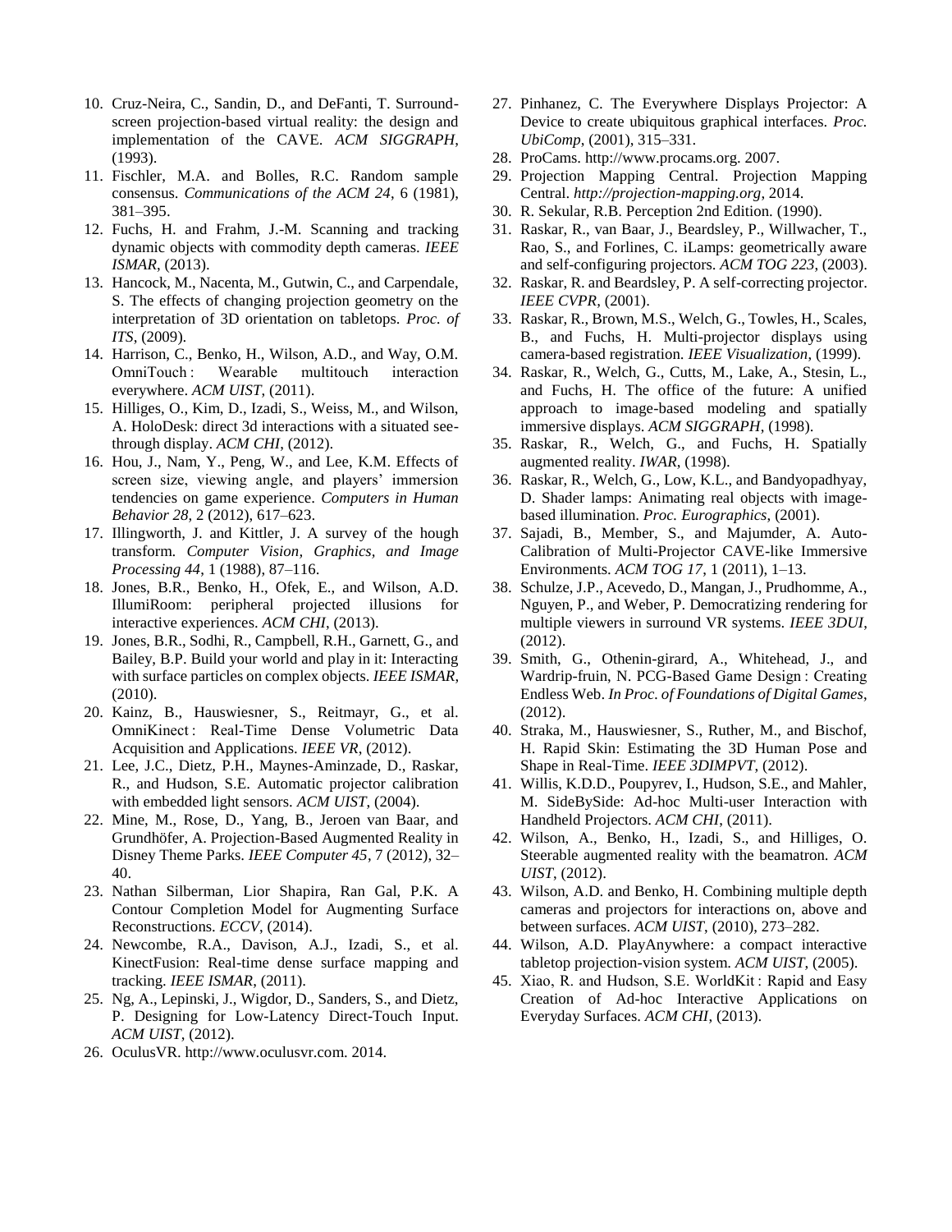10. Cruz-Neira, C., Sandin, D., and DeFanti, T. Surround-screen projection-based virtual reality: the design and implementation of the CAVE. *ACM SIGGRAPH*, (1993).
11. Fischler, M.A. and Bolles, R.C. Random sample consensus. *Communications of the ACM 24*, 6 (1981), 381–395.
12. Fuchs, H. and Frahm, J.-M. Scanning and tracking dynamic objects with commodity depth cameras. *IEEE ISMAR*, (2013).
13. Hancock, M., Nacenta, M., Gutwin, C., and Carpendale, S. The effects of changing projection geometry on the interpretation of 3D orientation on tabletops. *Proc. of ITS*, (2009).
14. Harrison, C., Benko, H., Wilson, A.D., and Way, O.M. OmniTouch : Wearable multitouch interaction everywhere. *ACM UIST*, (2011).
15. Hilliges, O., Kim, D., Izadi, S., Weiss, M., and Wilson, A. HoloDesk: direct 3d interactions with a situated see-through display. *ACM CHI*, (2012).
16. Hou, J., Nam, Y., Peng, W., and Lee, K.M. Effects of screen size, viewing angle, and players' immersion tendencies on game experience. *Computers in Human Behavior 28*, 2 (2012), 617–623.
17. Illingworth, J. and Kittler, J. A survey of the hough transform. *Computer Vision, Graphics, and Image Processing 44*, 1 (1988), 87–116.
18. Jones, B.R., Benko, H., Ofek, E., and Wilson, A.D. IllumiRoom: peripheral projected illusions for interactive experiences. *ACM CHI*, (2013).
19. Jones, B.R., Sodhi, R., Campbell, R.H., Garnett, G., and Bailey, B.P. Build your world and play in it: Interacting with surface particles on complex objects. *IEEE ISMAR*, (2010).
20. Kainz, B., Hauswiesner, S., Reitmayr, G., et al. OmniKinect : Real-Time Dense Volumetric Data Acquisition and Applications. *IEEE VR*, (2012).
21. Lee, J.C., Dietz, P.H., Maynes-Aminzade, D., Raskar, R., and Hudson, S.E. Automatic projector calibration with embedded light sensors. *ACM UIST*, (2004).
22. Mine, M., Rose, D., Yang, B., Jeroen van Baar, and Grundhöfer, A. Projection-Based Augmented Reality in Disney Theme Parks. *IEEE Computer 45*, 7 (2012), 32–40.
23. Nathan Silberman, Lior Shapira, Ran Gal, P.K. A Contour Completion Model for Augmenting Surface Reconstructions. *ECCV*, (2014).
24. Newcombe, R.A., Davison, A.J., Izadi, S., et al. KinectFusion: Real-time dense surface mapping and tracking. *IEEE ISMAR*, (2011).
25. Ng, A., Lepinski, J., Wigdor, D., Sanders, S., and Dietz, P. Designing for Low-Latency Direct-Touch Input. *ACM UIST*, (2012).
26. OculusVR. http://www.oculusvr.com. 2014.
27. Pinhanez, C. The Everywhere Displays Projector: A Device to create ubiquitous graphical interfaces. *Proc. UbiComp*, (2001), 315–331.
28. ProCams. http://www.procams.org. 2007.
29. Projection Mapping Central. Projection Mapping Central. *http://projection-mapping.org*, 2014.
30. R. Sekular, R.B. Perception 2nd Edition. (1990).
31. Raskar, R., van Baar, J., Beardsley, P., Willwacher, T., Rao, S., and Forlines, C. iLamps: geometrically aware and self-configuring projectors. *ACM TOG 223*, (2003).
32. Raskar, R. and Beardsley, P. A self-correcting projector. *IEEE CVPR*, (2001).
33. Raskar, R., Brown, M.S., Welch, G., Towles, H., Scales, B., and Fuchs, H. Multi-projector displays using camera-based registration. *IEEE Visualization*, (1999).
34. Raskar, R., Welch, G., Cutts, M., Lake, A., Stesin, L., and Fuchs, H. The office of the future: A unified approach to image-based modeling and spatially immersive displays. *ACM SIGGRAPH*, (1998).
35. Raskar, R., Welch, G., and Fuchs, H. Spatially augmented reality. *IWAR*, (1998).
36. Raskar, R., Welch, G., Low, K.L., and Bandyopadhyay, D. Shader lamps: Animating real objects with image-based illumination. *Proc. Eurographics*, (2001).
37. Sajadi, B., Member, S., and Majumder, A. Auto-Calibration of Multi-Projector CAVE-like Immersive Environments. *ACM TOG 17*, 1 (2011), 1–13.
38. Schulze, J.P., Acevedo, D., Mangan, J., Prudhomme, A., Nguyen, P., and Weber, P. Democratizing rendering for multiple viewers in surround VR systems. *IEEE 3DUI*, (2012).
39. Smith, G., Othenin-girard, A., Whitehead, J., and Wardrip-fruin, N. PCG-Based Game Design : Creating Endless Web. *In Proc. of Foundations of Digital Games*, (2012).
40. Straka, M., Hauswiesner, S., Ruther, M., and Bischof, H. Rapid Skin: Estimating the 3D Human Pose and Shape in Real-Time. *IEEE 3DIMPVT*, (2012).
41. Willis, K.D.D., Poupyrev, I., Hudson, S.E., and Mahler, M. SideBySide: Ad-hoc Multi-user Interaction with Handheld Projectors. *ACM CHI*, (2011).
42. Wilson, A., Benko, H., Izadi, S., and Hilliges, O. Steerable augmented reality with the beamatron. *ACM UIST*, (2012).
43. Wilson, A.D. and Benko, H. Combining multiple depth cameras and projectors for interactions on, above and between surfaces. *ACM UIST*, (2010), 273–282.
44. Wilson, A.D. PlayAnywhere: a compact interactive tabletop projection-vision system. *ACM UIST*, (2005).
45. Xiao, R. and Hudson, S.E. WorldKit : Rapid and Easy Creation of Ad-hoc Interactive Applications on Everyday Surfaces. *ACM CHI*, (2013).